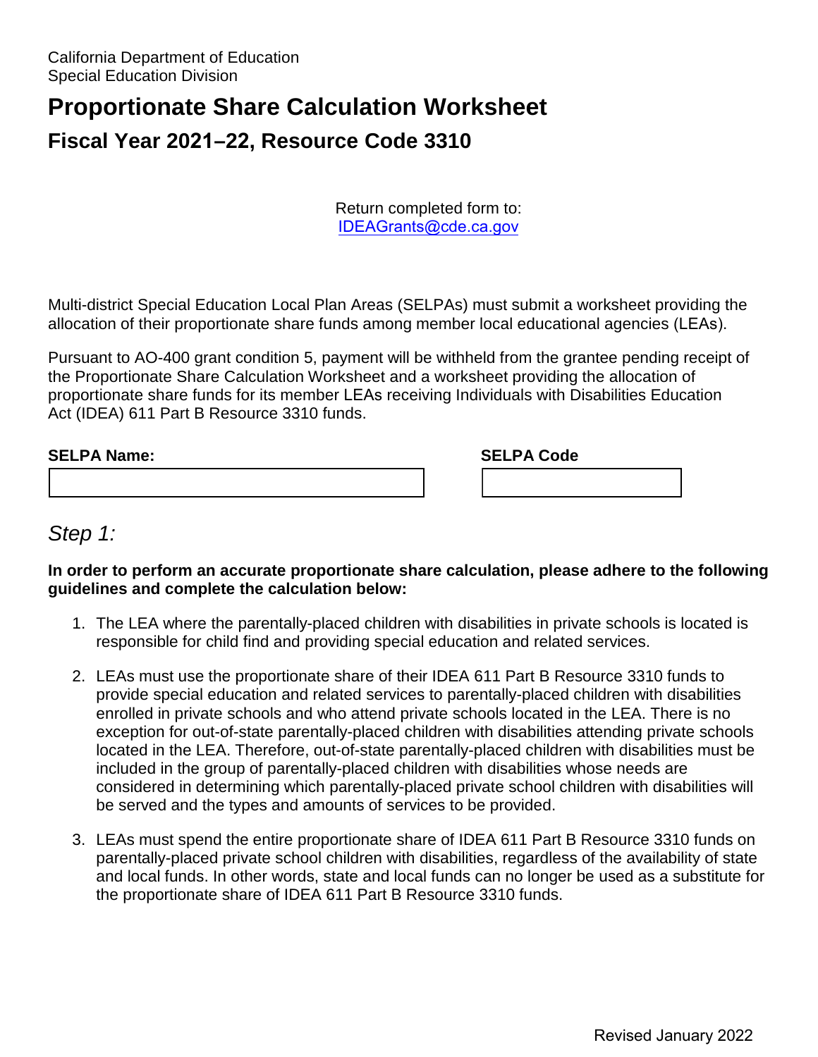California Department of Education
Special Education Division

# Proportionate Share Calculation Worksheet

## Fiscal Year 2021–22, Resource Code 3310

Return completed form to:
[IDEAGrants@cde.ca.gov](mailto:IDEAGrants@cde.ca.gov)

Multi-district Special Education Local Plan Areas (SELPAs) must submit a worksheet providing the allocation of their proportionate share funds among member local educational agencies (LEAs).

Pursuant to AO-400 grant condition 5, payment will be withheld from the grantee pending receipt of the Proportionate Share Calculation Worksheet and a worksheet providing the allocation of proportionate share funds for its member LEAs receiving Individuals with Disabilities Education Act (IDEA) 611 Part B Resource 3310 funds.

| **SELPA Name:** | **SELPA Code** |
|---|---|
| | |

## *Step 1:*

**In order to perform an accurate proportionate share calculation, please adhere to the following guidelines and complete the calculation below:**

1. The LEA where the parentally-placed children with disabilities in private schools is located is responsible for child find and providing special education and related services.

2. LEAs must use the proportionate share of their IDEA 611 Part B Resource 3310 funds to provide special education and related services to parentally-placed children with disabilities enrolled in private schools and who attend private schools located in the LEA. There is no exception for out-of-state parentally-placed children with disabilities attending private schools located in the LEA. Therefore, out-of-state parentally-placed children with disabilities must be included in the group of parentally-placed children with disabilities whose needs are considered in determining which parentally-placed private school children with disabilities will be served and the types and amounts of services to be provided.

3. LEAs must spend the entire proportionate share of IDEA 611 Part B Resource 3310 funds on parentally-placed private school children with disabilities, regardless of the availability of state and local funds. In other words, state and local funds can no longer be used as a substitute for the proportionate share of IDEA 611 Part B Resource 3310 funds.

Revised January 2022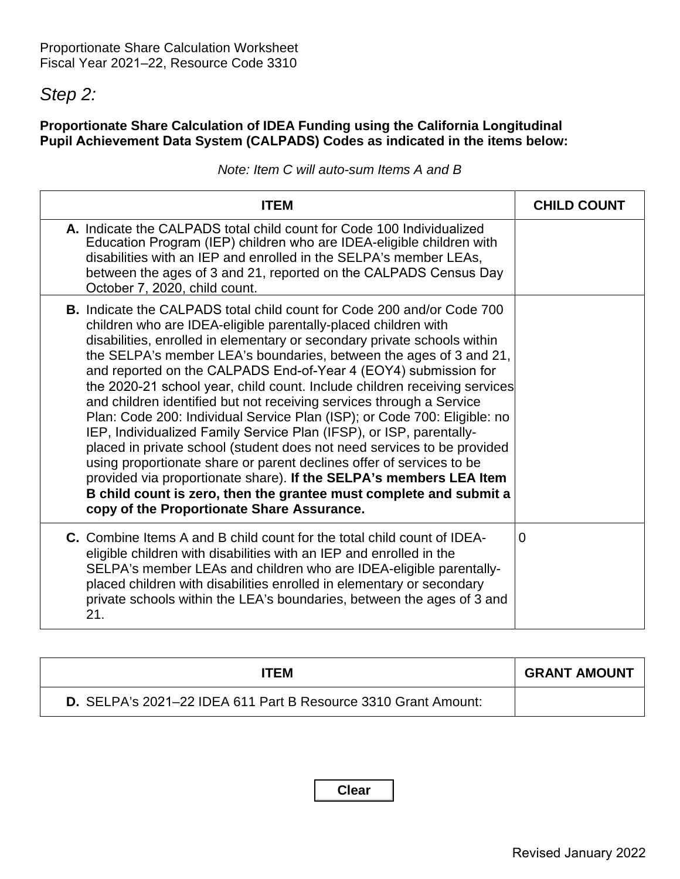Proportionate Share Calculation Worksheet
Fiscal Year 2021–22, Resource Code 3310

## *Step 2:*

**Proportionate Share Calculation of IDEA Funding using the California Longitudinal Pupil Achievement Data System (CALPADS) Codes as indicated in the items below:**

*Note: Item C will auto-sum Items A and B*

| ITEM | CHILD COUNT |
|---|---|
| **A.** Indicate the CALPADS total child count for Code 100 Individualized Education Program (IEP) children who are IDEA-eligible children with disabilities with an IEP and enrolled in the SELPA's member LEAs, between the ages of 3 and 21, reported on the CALPADS Census Day October 7, 2020, child count. | |
| **B.** Indicate the CALPADS total child count for Code 200 and/or Code 700 children who are IDEA-eligible parentally-placed children with disabilities, enrolled in elementary or secondary private schools within the SELPA's member LEA's boundaries, between the ages of 3 and 21, and reported on the CALPADS End-of-Year 4 (EOY4) submission for the 2020-21 school year, child count. Include children receiving services and children identified but not receiving services through a Service Plan: Code 200: Individual Service Plan (ISP); or Code 700: Eligible: no IEP, Individualized Family Service Plan (IFSP), or ISP, parentally-placed in private school (student does not need services to be provided using proportionate share or parent declines offer of services to be provided via proportionate share). **If the SELPA's members LEA Item B child count is zero, then the grantee must complete and submit a copy of the Proportionate Share Assurance.** | |
| **C.** Combine Items A and B child count for the total child count of IDEA-eligible children with disabilities with an IEP and enrolled in the SELPA's member LEAs and children who are IDEA-eligible parentally-placed children with disabilities enrolled in elementary or secondary private schools within the LEA's boundaries, between the ages of 3 and 21. | 0 |

| ITEM | GRANT AMOUNT |
|---|---|
| **D.** SELPA's 2021–22 IDEA 611 Part B Resource 3310 Grant Amount: | |

Clear

Revised January 2022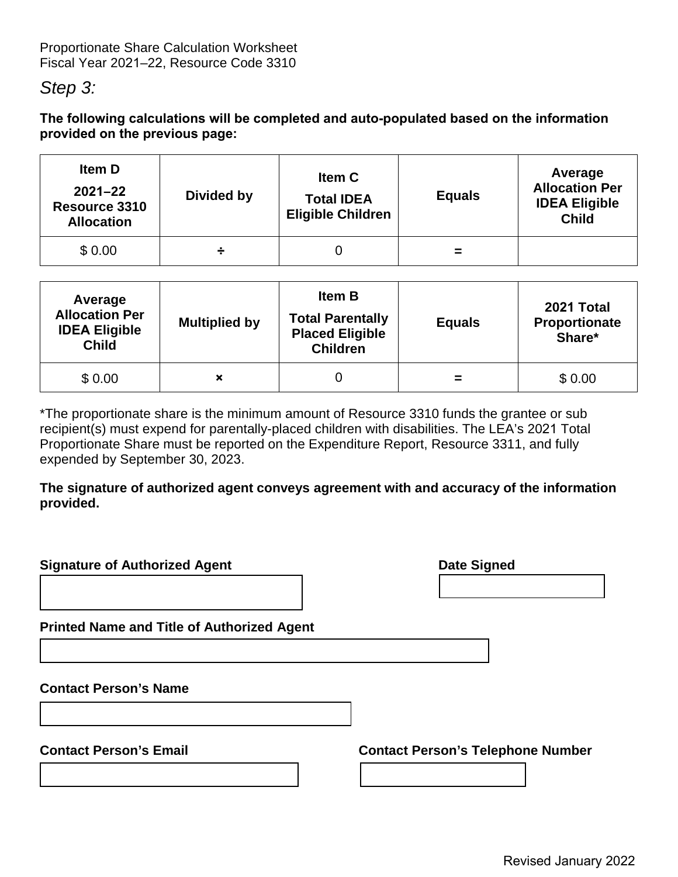Proportionate Share Calculation Worksheet
Fiscal Year 2021–22, Resource Code 3310

## *Step 3:*

**The following calculations will be completed and auto-populated based on the information provided on the previous page:**

| **Item D** **2021–22 Resource 3310 Allocation** | **Divided by** | **Item C** **Total IDEA Eligible Children** | **Equals** | **Average Allocation Per IDEA Eligible Child** |
|---|---|---|---|---|
| $ 0.00 | ÷ | 0 | = | |

| **Average Allocation Per IDEA Eligible Child** | **Multiplied by** | **Item B** **Total Parentally Placed Eligible Children** | **Equals** | **2021 Total Proportionate Share*** |
|---|---|---|---|---|
| $ 0.00 | × | 0 | = | $ 0.00 |

*The proportionate share is the minimum amount of Resource 3310 funds the grantee or sub recipient(s) must expend for parentally-placed children with disabilities. The LEA's 2021 Total Proportionate Share must be reported on the Expenditure Report, Resource 3311, and fully expended by September 30, 2023.

**The signature of authorized agent conveys agreement with and accuracy of the information provided.**

**Signature of Authorized Agent**

**Date Signed**

**Printed Name and Title of Authorized Agent**

**Contact Person's Name**

**Contact Person's Email**

**Contact Person's Telephone Number**

Revised January 2022